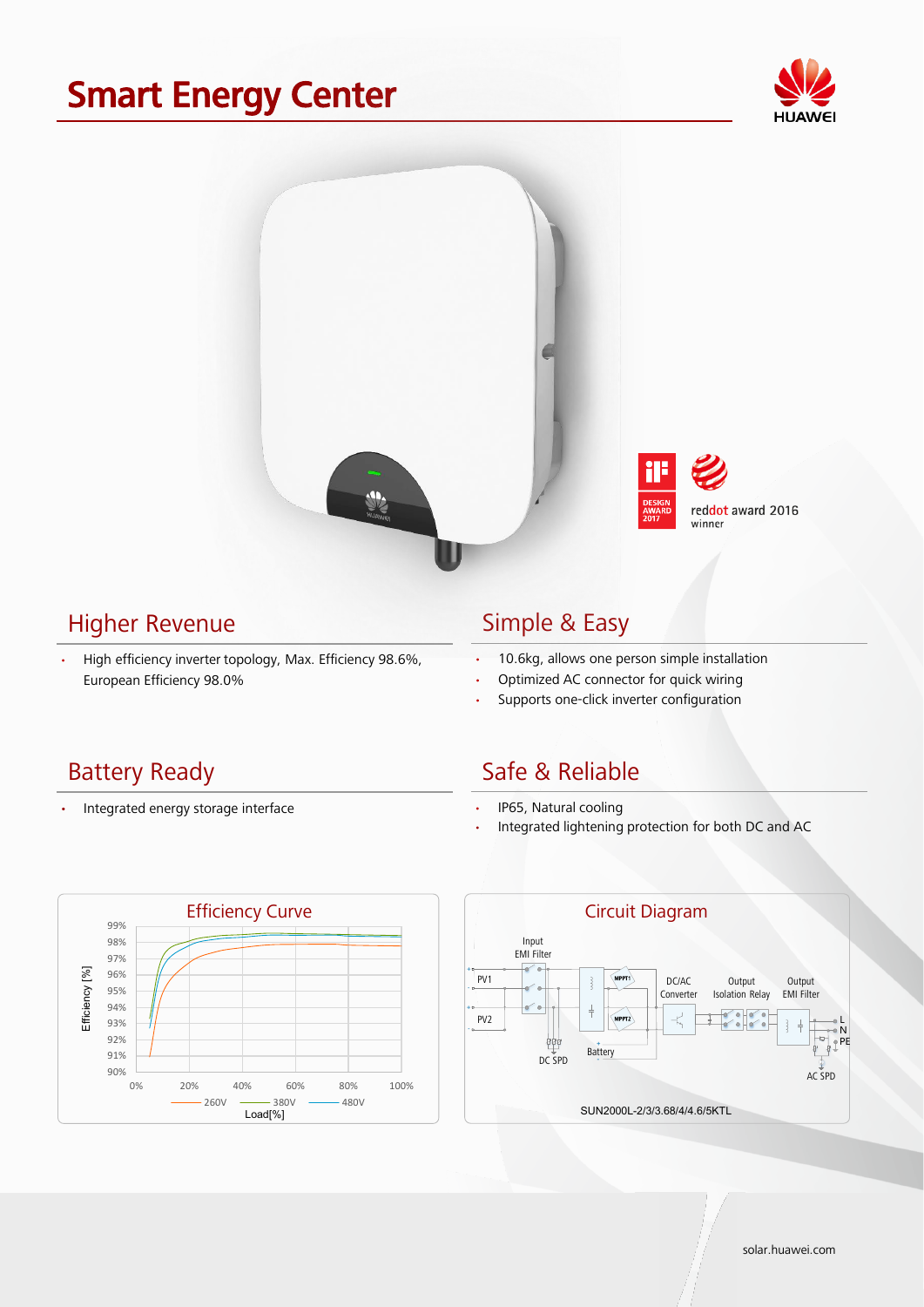# Smart Energy Center

HUAWEI

DESIGN AWARD 2017

reddot award 2016 winner

## Higher Revenue

- High efficiency inverter topology, Max. Efficiency 98.6%, European Efficiency 98.0%

## Simple & Easy

- 10.6kg, allows one person simple installation
- Optimized AC connector for quick wiring
- Supports one-click inverter configuration

## Battery Ready

- Integrated energy storage interface

## Safe & Reliable

- IP65, Natural cooling
- Integrated lightening protection for both DC and AC

## Efficiency Curve

Efficiency [%]: 90%–99%

Load[%]: 0%–100%

260V, 380V, 480V

## Circuit Diagram

PV1, PV2, Input EMI Filter, MPPT1, MPPT2, DC SPD, Battery, DC/AC Converter, Output Isolation Relay, Output EMI Filter, L, N, PE, AC SPD

SUN2000L-2/3/3.68/4/4.6/5KTL

solar.huawei.com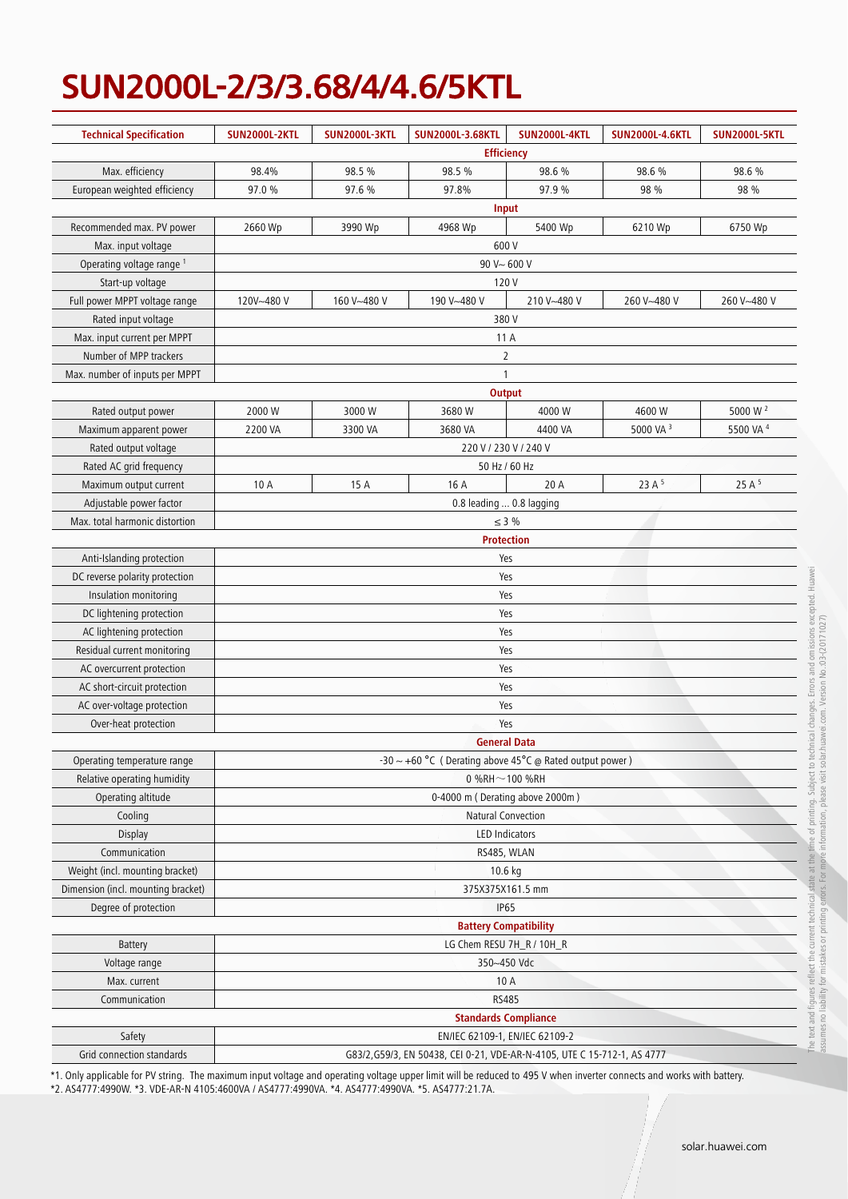# SUN2000L-2/3/3.68/4/4.6/5KTL

| Technical Specification | SUN2000L-2KTL | SUN2000L-3KTL | SUN2000L-3.68KTL | SUN2000L-4KTL | SUN2000L-4.6KTL | SUN2000L-5KTL |
|---|---|---|---|---|---|---|
| **Efficiency** | | | | | | |
| Max. efficiency | 98.4% | 98.5 % | 98.5 % | 98.6 % | 98.6 % | 98.6 % |
| European weighted efficiency | 97.0 % | 97.6 % | 97.8% | 97.9 % | 98 % | 98 % |
| **Input** | | | | | | |
| Recommended max. PV power | 2660 Wp | 3990 Wp | 4968 Wp | 5400 Wp | 6210 Wp | 6750 Wp |
| Max. input voltage | 600 V | | | | | |
| Operating voltage range [1] | 90 V~ 600 V | | | | | |
| Start-up voltage | 120 V | | | | | |
| Full power MPPT voltage range | 120V~480 V | 160 V~480 V | 190 V~480 V | 210 V~480 V | 260 V~480 V | 260 V~480 V |
| Rated input voltage | 380 V | | | | | |
| Max. input current per MPPT | 11 A | | | | | |
| Number of MPP trackers | 2 | | | | | |
| Max. number of inputs per MPPT | 1 | | | | | |
| **Output** | | | | | | |
| Rated output power | 2000 W | 3000 W | 3680 W | 4000 W | 4600 W | 5000 W [2] |
| Maximum apparent power | 2200 VA | 3300 VA | 3680 VA | 4400 VA | 5000 VA [3] | 5500 VA [4] |
| Rated output voltage | 220 V / 230 V / 240 V | | | | | |
| Rated AC grid frequency | 50 Hz / 60 Hz | | | | | |
| Maximum output current | 10 A | 15 A | 16 A | 20 A | 23 A [5] | 25 A [5] |
| Adjustable power factor | 0.8 leading ... 0.8 lagging | | | | | |
| Max. total harmonic distortion | ≤ 3 % | | | | | |
| **Protection** | | | | | | |
| Anti-Islanding protection | Yes | | | | | |
| DC reverse polarity protection | Yes | | | | | |
| Insulation monitoring | Yes | | | | | |
| DC lightening protection | Yes | | | | | |
| AC lightening protection | Yes | | | | | |
| Residual current monitoring | Yes | | | | | |
| AC overcurrent protection | Yes | | | | | |
| AC short-circuit protection | Yes | | | | | |
| AC over-voltage protection | Yes | | | | | |
| Over-heat protection | Yes | | | | | |
| **General Data** | | | | | | |
| Operating temperature range | -30 ~ +60 °C（Derating above 45°C @ Rated output power） | | | | | |
| Relative operating humidity | 0 %RH～100 %RH | | | | | |
| Operating altitude | 0-4000 m（Derating above 2000m） | | | | | |
| Cooling | Natural Convection | | | | | |
| Display | LED Indicators | | | | | |
| Communication | RS485, WLAN | | | | | |
| Weight (incl. mounting bracket) | 10.6 kg | | | | | |
| Dimension (incl. mounting bracket) | 375X375X161.5 mm | | | | | |
| Degree of protection | IP65 | | | | | |
| **Battery Compatibility** | | | | | | |
| Battery | LG Chem RESU 7H_R / 10H_R | | | | | |
| Voltage range | 350~450 Vdc | | | | | |
| Max. current | 10 A | | | | | |
| Communication | RS485 | | | | | |
| **Standards Compliance** | | | | | | |
| Safety | EN/IEC 62109-1, EN/IEC 62109-2 | | | | | |
| Grid connection standards | G83/2,G59/3, EN 50438, CEI 0-21, VDE-AR-N-4105, UTE C 15-712-1, AS 4777 | | | | | |

*1. Only applicable for PV string. The maximum input voltage and operating voltage upper limit will be reduced to 495 V when inverter connects and works with battery.
*2. AS4777:4990W. *3. VDE-AR-N 4105:4600VA / AS4777:4990VA. *4. AS4777:4990VA. *5. AS4777:21.7A.

The text and figures reflect the current technical state at the time of printing. Subject to technical changes. Errors and omissions excepted. Huawei assumes no liability for mistakes or printing errors. For more information, please visit solar.huawei.com. Version No.:03-(20171027)

solar.huawei.com